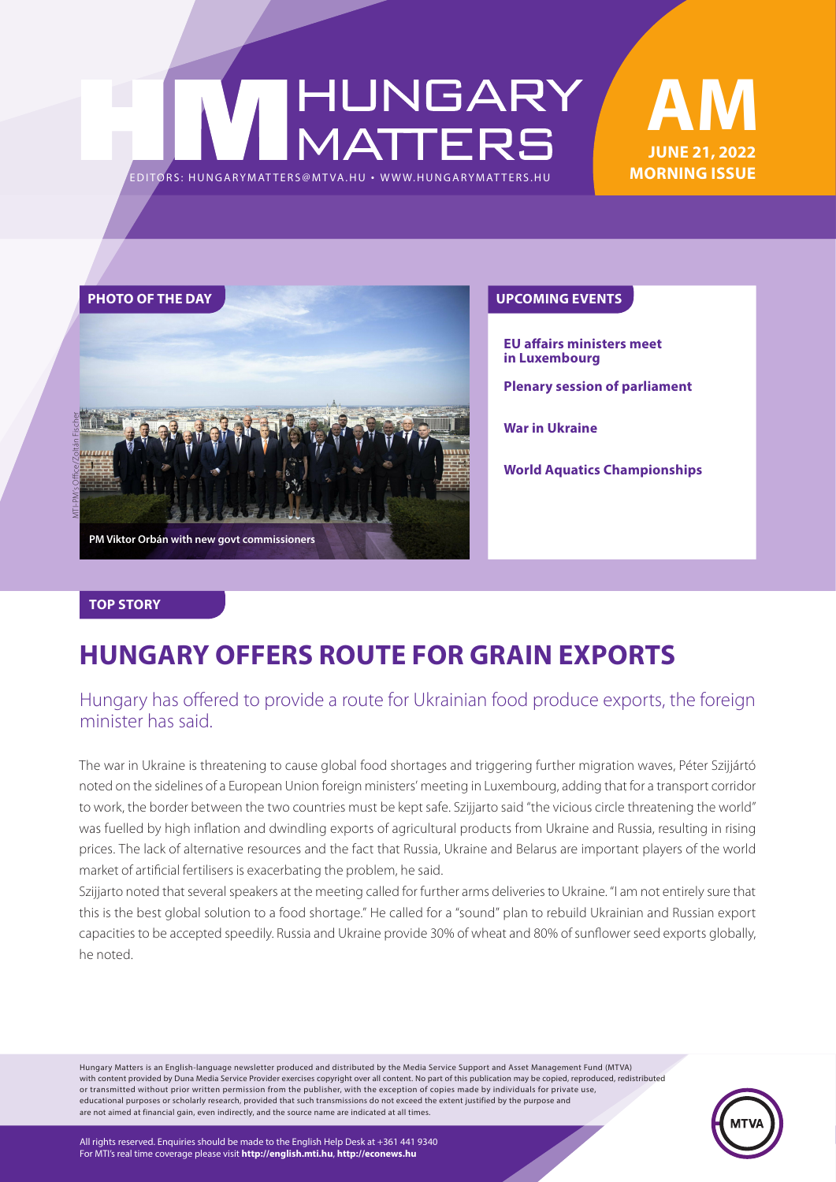# HUNGARY MATTERS

EDITORS: HUNGARYMATTERS@MTVA.HU • WWW.HUNGARYMATTERS.HU

**AM**
**JUNE 21, 2022**
**MORNING ISSUE**

## PHOTO OF THE DAY

MTI-PM's Office/Zoltán Fischer

PM Viktor Orbán with new govt commissioners

## UPCOMING EVENTS

**EU affairs ministers meet in Luxembourg**

**Plenary session of parliament**

**War in Ukraine**

**World Aquatics Championships**

## TOP STORY

# HUNGARY OFFERS ROUTE FOR GRAIN EXPORTS

Hungary has offered to provide a route for Ukrainian food produce exports, the foreign minister has said.

The war in Ukraine is threatening to cause global food shortages and triggering further migration waves, Péter Szijjártó noted on the sidelines of a European Union foreign ministers' meeting in Luxembourg, adding that for a transport corridor to work, the border between the two countries must be kept safe. Szijjarto said "the vicious circle threatening the world" was fuelled by high inflation and dwindling exports of agricultural products from Ukraine and Russia, resulting in rising prices. The lack of alternative resources and the fact that Russia, Ukraine and Belarus are important players of the world market of artificial fertilisers is exacerbating the problem, he said.

Szijjarto noted that several speakers at the meeting called for further arms deliveries to Ukraine. "I am not entirely sure that this is the best global solution to a food shortage." He called for a "sound" plan to rebuild Ukrainian and Russian export capacities to be accepted speedily. Russia and Ukraine provide 30% of wheat and 80% of sunflower seed exports globally, he noted.

Hungary Matters is an English-language newsletter produced and distributed by the Media Service Support and Asset Management Fund (MTVA) with content provided by Duna Media Service Provider exercises copyright over all content. No part of this publication may be copied, reproduced, redistributed or transmitted without prior written permission from the publisher, with the exception of copies made by individuals for private use, educational purposes or scholarly research, provided that such transmissions do not exceed the extent justified by the purpose and are not aimed at financial gain, even indirectly, and the source name are indicated at all times.

All rights reserved. Enquiries should be made to the English Help Desk at +361 441 9340
For MTI's real time coverage please visit **http://english.mti.hu**, **http://econews.hu**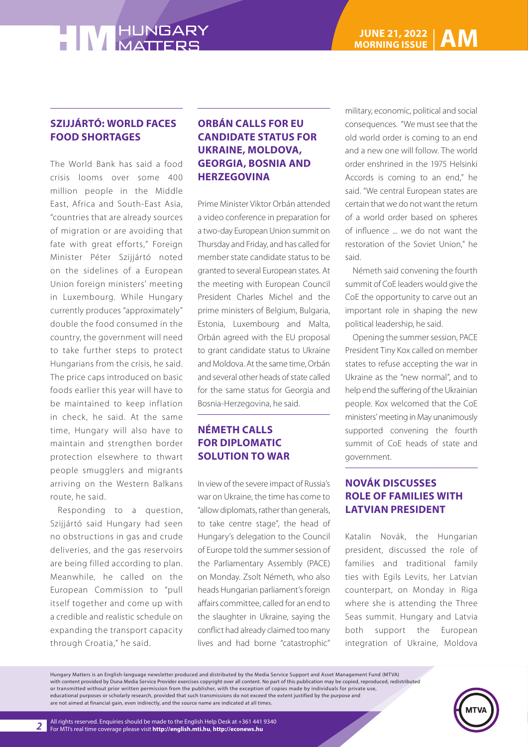## SZIJJÁRTÓ: WORLD FACES FOOD SHORTAGES

The World Bank has said a food crisis looms over some 400 million people in the Middle East, Africa and South-East Asia, "countries that are already sources of migration or are avoiding that fate with great efforts," Foreign Minister Péter Szijjártó noted on the sidelines of a European Union foreign ministers' meeting in Luxembourg. While Hungary currently produces "approximately" double the food consumed in the country, the government will need to take further steps to protect Hungarians from the crisis, he said. The price caps introduced on basic foods earlier this year will have to be maintained to keep inflation in check, he said. At the same time, Hungary will also have to maintain and strengthen border protection elsewhere to thwart people smugglers and migrants arriving on the Western Balkans route, he said.

Responding to a question, Szijjártó said Hungary had seen no obstructions in gas and crude deliveries, and the gas reservoirs are being filled according to plan. Meanwhile, he called on the European Commission to "pull itself together and come up with a credible and realistic schedule on expanding the transport capacity through Croatia," he said.

## ORBÁN CALLS FOR EU CANDIDATE STATUS FOR UKRAINE, MOLDOVA, GEORGIA, BOSNIA AND HERZEGOVINA

Prime Minister Viktor Orbán attended a video conference in preparation for a two-day European Union summit on Thursday and Friday, and has called for member state candidate status to be granted to several European states. At the meeting with European Council President Charles Michel and the prime ministers of Belgium, Bulgaria, Estonia, Luxembourg and Malta, Orbán agreed with the EU proposal to grant candidate status to Ukraine and Moldova. At the same time, Orbán and several other heads of state called for the same status for Georgia and Bosnia-Herzegovina, he said.

## NÉMETH CALLS FOR DIPLOMATIC SOLUTION TO WAR

In view of the severe impact of Russia's war on Ukraine, the time has come to "allow diplomats, rather than generals, to take centre stage", the head of Hungary's delegation to the Council of Europe told the summer session of the Parliamentary Assembly (PACE) on Monday. Zsolt Németh, who also heads Hungarian parliament's foreign affairs committee, called for an end to the slaughter in Ukraine, saying the conflict had already claimed too many lives and had borne "catastrophic" military, economic, political and social consequences. "We must see that the old world order is coming to an end and a new one will follow. The world order enshrined in the 1975 Helsinki Accords is coming to an end," he said. "We central European states are certain that we do not want the return of a world order based on spheres of influence ... we do not want the restoration of the Soviet Union," he said.

Németh said convening the fourth summit of CoE leaders would give the CoE the opportunity to carve out an important role in shaping the new political leadership, he said.

Opening the summer session, PACE President Tiny Kox called on member states to refuse accepting the war in Ukraine as the "new normal", and to help end the suffering of the Ukrainian people. Kox welcomed that the CoE ministers' meeting in May unanimously supported convening the fourth summit of CoE heads of state and government.

## NOVÁK DISCUSSES ROLE OF FAMILIES WITH LATVIAN PRESIDENT

Katalin Novák, the Hungarian president, discussed the role of families and traditional family ties with Egils Levits, her Latvian counterpart, on Monday in Riga where she is attending the Three Seas summit. Hungary and Latvia both support the European integration of Ukraine, Moldova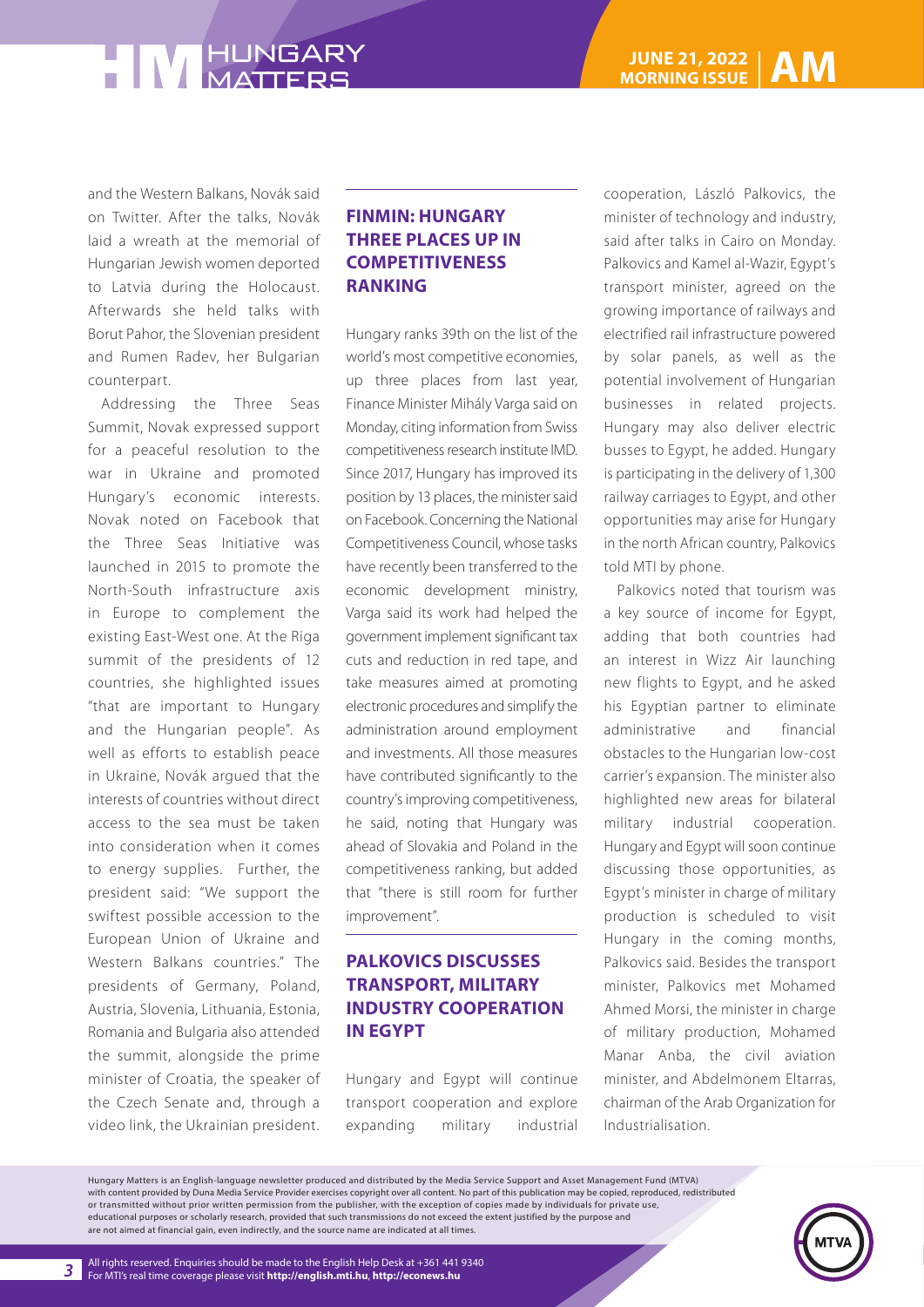and the Western Balkans, Novák said on Twitter. After the talks, Novák laid a wreath at the memorial of Hungarian Jewish women deported to Latvia during the Holocaust. Afterwards she held talks with Borut Pahor, the Slovenian president and Rumen Radev, her Bulgarian counterpart.

Addressing the Three Seas Summit, Novak expressed support for a peaceful resolution to the war in Ukraine and promoted Hungary's economic interests. Novak noted on Facebook that the Three Seas Initiative was launched in 2015 to promote the North-South infrastructure axis in Europe to complement the existing East-West one. At the Riga summit of the presidents of 12 countries, she highlighted issues "that are important to Hungary and the Hungarian people". As well as efforts to establish peace in Ukraine, Novák argued that the interests of countries without direct access to the sea must be taken into consideration when it comes to energy supplies. Further, the president said: "We support the swiftest possible accession to the European Union of Ukraine and Western Balkans countries." The presidents of Germany, Poland, Austria, Slovenia, Lithuania, Estonia, Romania and Bulgaria also attended the summit, alongside the prime minister of Croatia, the speaker of the Czech Senate and, through a video link, the Ukrainian president.

## FINMIN: HUNGARY THREE PLACES UP IN COMPETITIVENESS RANKING

Hungary ranks 39th on the list of the world's most competitive economies, up three places from last year, Finance Minister Mihály Varga said on Monday, citing information from Swiss competitiveness research institute IMD. Since 2017, Hungary has improved its position by 13 places, the minister said on Facebook. Concerning the National Competitiveness Council, whose tasks have recently been transferred to the economic development ministry, Varga said its work had helped the government implement significant tax cuts and reduction in red tape, and take measures aimed at promoting electronic procedures and simplify the administration around employment and investments. All those measures have contributed significantly to the country's improving competitiveness, he said, noting that Hungary was ahead of Slovakia and Poland in the competitiveness ranking, but added that "there is still room for further improvement".

## PALKOVICS DISCUSSES TRANSPORT, MILITARY INDUSTRY COOPERATION IN EGYPT

Hungary and Egypt will continue transport cooperation and explore expanding military industrial cooperation, László Palkovics, the minister of technology and industry, said after talks in Cairo on Monday. Palkovics and Kamel al-Wazir, Egypt's transport minister, agreed on the growing importance of railways and electrified rail infrastructure powered by solar panels, as well as the potential involvement of Hungarian businesses in related projects. Hungary may also deliver electric busses to Egypt, he added. Hungary is participating in the delivery of 1,300 railway carriages to Egypt, and other opportunities may arise for Hungary in the north African country, Palkovics told MTI by phone.

Palkovics noted that tourism was a key source of income for Egypt, adding that both countries had an interest in Wizz Air launching new flights to Egypt, and he asked his Egyptian partner to eliminate administrative and financial obstacles to the Hungarian low-cost carrier's expansion. The minister also highlighted new areas for bilateral military industrial cooperation. Hungary and Egypt will soon continue discussing those opportunities, as Egypt's minister in charge of military production is scheduled to visit Hungary in the coming months, Palkovics said. Besides the transport minister, Palkovics met Mohamed Ahmed Morsi, the minister in charge of military production, Mohamed Manar Anba, the civil aviation minister, and Abdelmonem Eltarras, chairman of the Arab Organization for Industrialisation.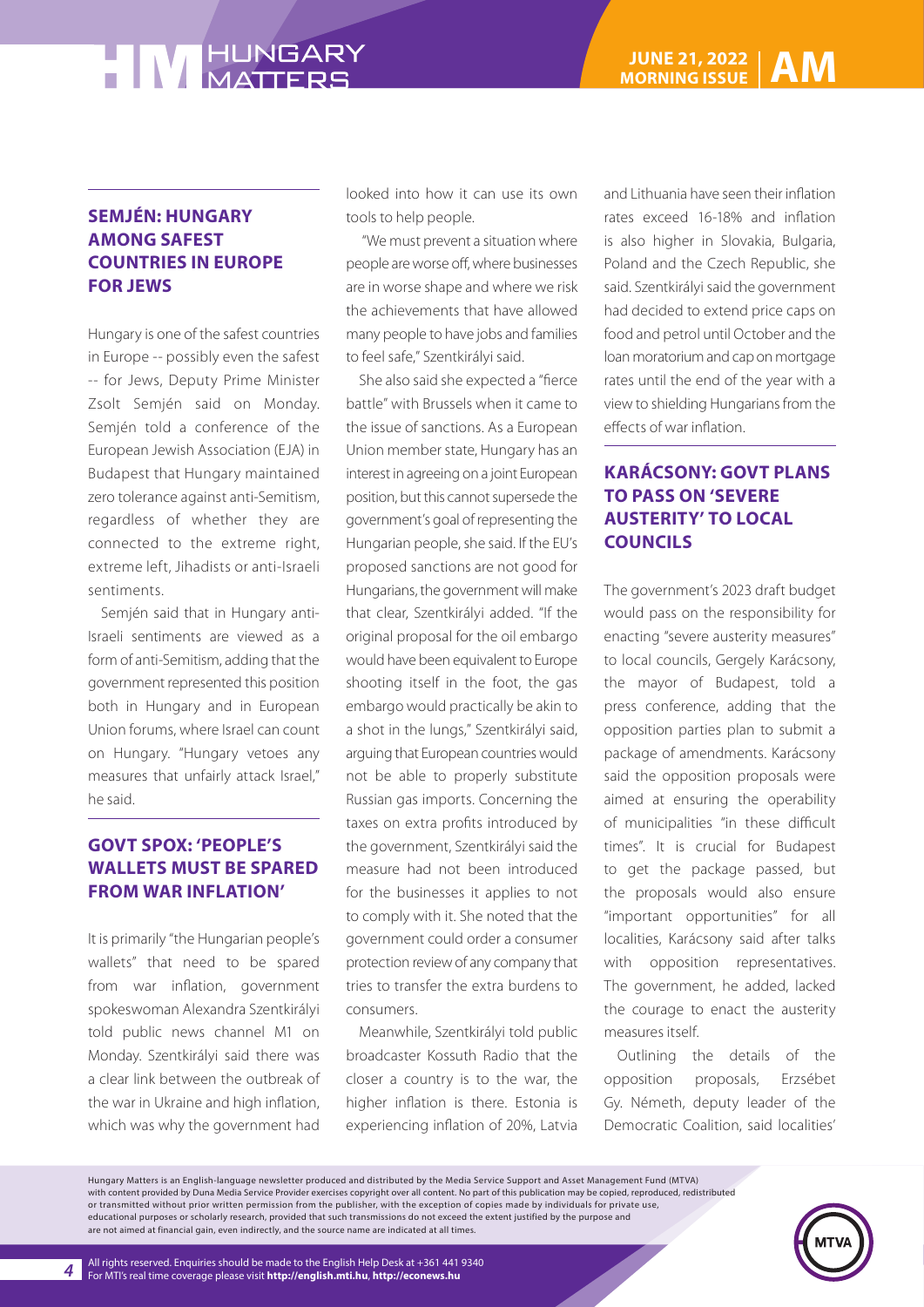## SEMJÉN: HUNGARY AMONG SAFEST COUNTRIES IN EUROPE FOR JEWS

Hungary is one of the safest countries in Europe -- possibly even the safest -- for Jews, Deputy Prime Minister Zsolt Semjén said on Monday. Semjén told a conference of the European Jewish Association (EJA) in Budapest that Hungary maintained zero tolerance against anti-Semitism, regardless of whether they are connected to the extreme right, extreme left, Jihadists or anti-Israeli sentiments.

Semjén said that in Hungary anti-Israeli sentiments are viewed as a form of anti-Semitism, adding that the government represented this position both in Hungary and in European Union forums, where Israel can count on Hungary. "Hungary vetoes any measures that unfairly attack Israel," he said.

## GOVT SPOX: 'PEOPLE'S WALLETS MUST BE SPARED FROM WAR INFLATION'

It is primarily "the Hungarian people's wallets" that need to be spared from war inflation, government spokeswoman Alexandra Szentkirályi told public news channel M1 on Monday. Szentkirályi said there was a clear link between the outbreak of the war in Ukraine and high inflation, which was why the government had looked into how it can use its own tools to help people.

"We must prevent a situation where people are worse off, where businesses are in worse shape and where we risk the achievements that have allowed many people to have jobs and families to feel safe," Szentkirályi said.

She also said she expected a "fierce battle" with Brussels when it came to the issue of sanctions. As a European Union member state, Hungary has an interest in agreeing on a joint European position, but this cannot supersede the government's goal of representing the Hungarian people, she said. If the EU's proposed sanctions are not good for Hungarians, the government will make that clear, Szentkirályi added. "If the original proposal for the oil embargo would have been equivalent to Europe shooting itself in the foot, the gas embargo would practically be akin to a shot in the lungs," Szentkirályi said, arguing that European countries would not be able to properly substitute Russian gas imports. Concerning the taxes on extra profits introduced by the government, Szentkirályi said the measure had not been introduced for the businesses it applies to not to comply with it. She noted that the government could order a consumer protection review of any company that tries to transfer the extra burdens to consumers.

Meanwhile, Szentkirályi told public broadcaster Kossuth Radio that the closer a country is to the war, the higher inflation is there. Estonia is experiencing inflation of 20%, Latvia and Lithuania have seen their inflation rates exceed 16-18% and inflation is also higher in Slovakia, Bulgaria, Poland and the Czech Republic, she said. Szentkirályi said the government had decided to extend price caps on food and petrol until October and the loan moratorium and cap on mortgage rates until the end of the year with a view to shielding Hungarians from the effects of war inflation.

## KARÁCSONY: GOVT PLANS TO PASS ON 'SEVERE AUSTERITY' TO LOCAL COUNCILS

The government's 2023 draft budget would pass on the responsibility for enacting "severe austerity measures" to local councils, Gergely Karácsony, the mayor of Budapest, told a press conference, adding that the opposition parties plan to submit a package of amendments. Karácsony said the opposition proposals were aimed at ensuring the operability of municipalities "in these difficult times". It is crucial for Budapest to get the package passed, but the proposals would also ensure "important opportunities" for all localities, Karácsony said after talks with opposition representatives. The government, he added, lacked the courage to enact the austerity measures itself.

Outlining the details of the opposition proposals, Erzsébet Gy. Németh, deputy leader of the Democratic Coalition, said localities'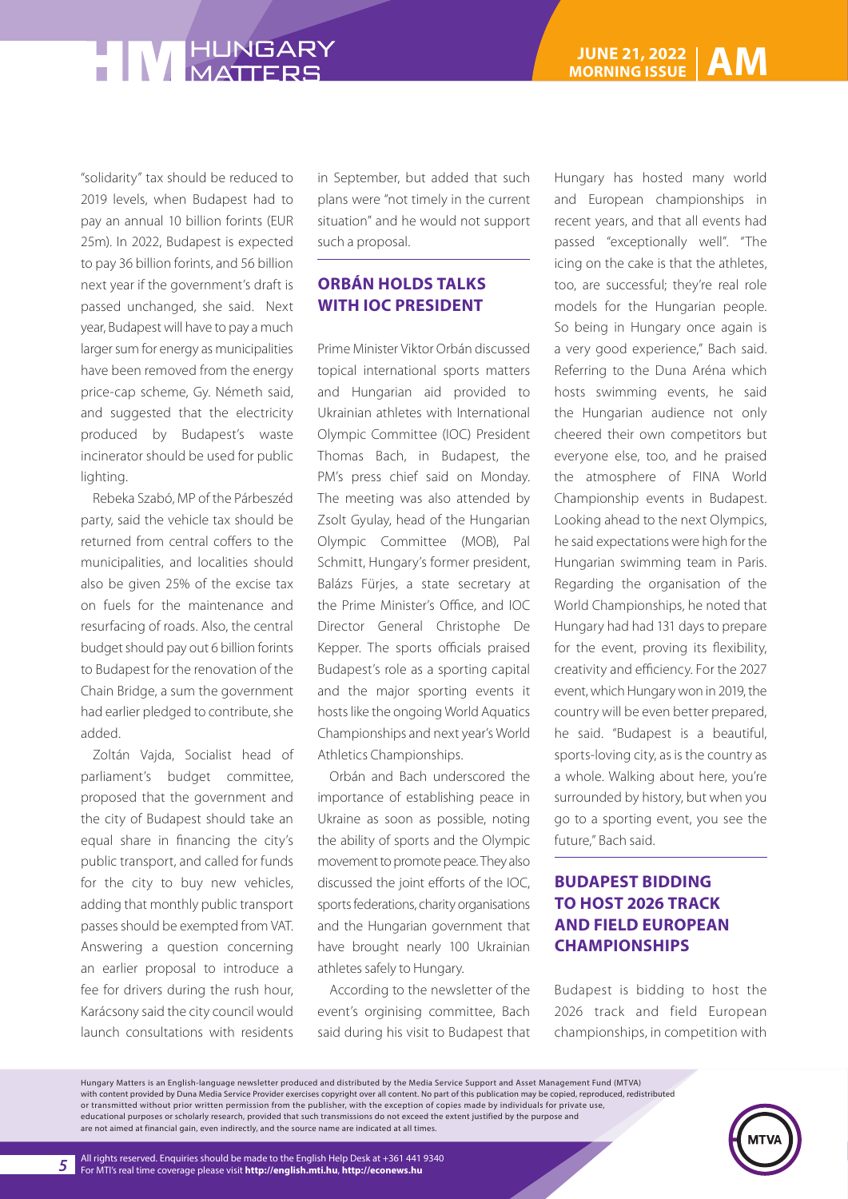"solidarity" tax should be reduced to 2019 levels, when Budapest had to pay an annual 10 billion forints (EUR 25m). In 2022, Budapest is expected to pay 36 billion forints, and 56 billion next year if the government's draft is passed unchanged, she said. Next year, Budapest will have to pay a much larger sum for energy as municipalities have been removed from the energy price-cap scheme, Gy. Németh said, and suggested that the electricity produced by Budapest's waste incinerator should be used for public lighting.

Rebeka Szabó, MP of the Párbeszéd party, said the vehicle tax should be returned from central coffers to the municipalities, and localities should also be given 25% of the excise tax on fuels for the maintenance and resurfacing of roads. Also, the central budget should pay out 6 billion forints to Budapest for the renovation of the Chain Bridge, a sum the government had earlier pledged to contribute, she added.

Zoltán Vajda, Socialist head of parliament's budget committee, proposed that the government and the city of Budapest should take an equal share in financing the city's public transport, and called for funds for the city to buy new vehicles, adding that monthly public transport passes should be exempted from VAT. Answering a question concerning an earlier proposal to introduce a fee for drivers during the rush hour, Karácsony said the city council would launch consultations with residents in September, but added that such plans were "not timely in the current situation" and he would not support such a proposal.

## ORBÁN HOLDS TALKS WITH IOC PRESIDENT

Prime Minister Viktor Orbán discussed topical international sports matters and Hungarian aid provided to Ukrainian athletes with International Olympic Committee (IOC) President Thomas Bach, in Budapest, the PM's press chief said on Monday. The meeting was also attended by Zsolt Gyulay, head of the Hungarian Olympic Committee (MOB), Pal Schmitt, Hungary's former president, Balázs Fürjes, a state secretary at the Prime Minister's Office, and IOC Director General Christophe De Kepper. The sports officials praised Budapest's role as a sporting capital and the major sporting events it hosts like the ongoing World Aquatics Championships and next year's World Athletics Championships.

Orbán and Bach underscored the importance of establishing peace in Ukraine as soon as possible, noting the ability of sports and the Olympic movement to promote peace. They also discussed the joint efforts of the IOC, sports federations, charity organisations and the Hungarian government that have brought nearly 100 Ukrainian athletes safely to Hungary.

According to the newsletter of the event's orginising committee, Bach said during his visit to Budapest that Hungary has hosted many world and European championships in recent years, and that all events had passed "exceptionally well". "The icing on the cake is that the athletes, too, are successful; they're real role models for the Hungarian people. So being in Hungary once again is a very good experience," Bach said. Referring to the Duna Aréna which hosts swimming events, he said the Hungarian audience not only cheered their own competitors but everyone else, too, and he praised the atmosphere of FINA World Championship events in Budapest. Looking ahead to the next Olympics, he said expectations were high for the Hungarian swimming team in Paris. Regarding the organisation of the World Championships, he noted that Hungary had had 131 days to prepare for the event, proving its flexibility, creativity and efficiency. For the 2027 event, which Hungary won in 2019, the country will be even better prepared, he said. "Budapest is a beautiful, sports-loving city, as is the country as a whole. Walking about here, you're surrounded by history, but when you go to a sporting event, you see the future," Bach said.

## BUDAPEST BIDDING TO HOST 2026 TRACK AND FIELD EUROPEAN CHAMPIONSHIPS

Budapest is bidding to host the 2026 track and field European championships, in competition with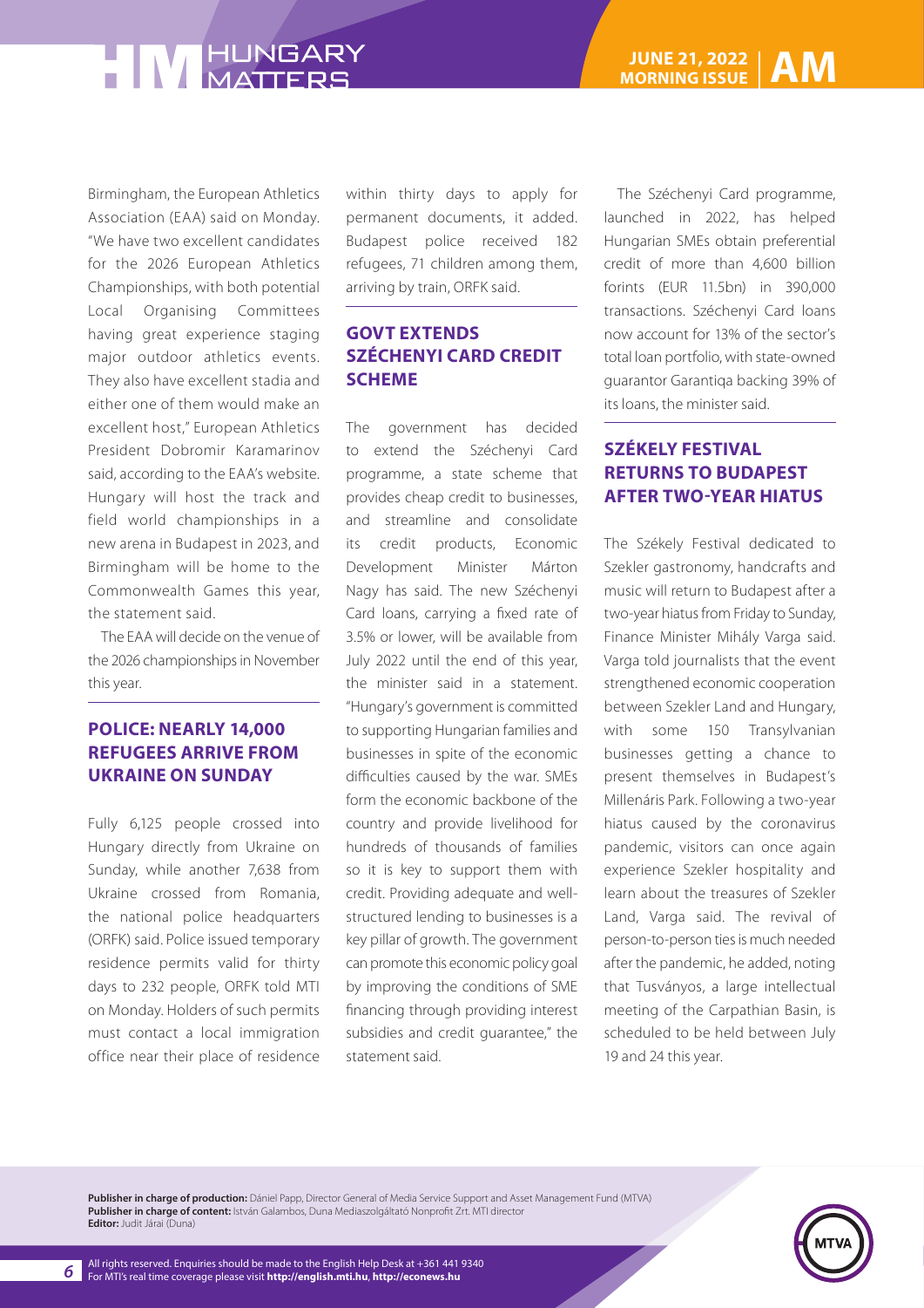Birmingham, the European Athletics Association (EAA) said on Monday. "We have two excellent candidates for the 2026 European Athletics Championships, with both potential Local Organising Committees having great experience staging major outdoor athletics events. They also have excellent stadia and either one of them would make an excellent host," European Athletics President Dobromir Karamarinov said, according to the EAA's website. Hungary will host the track and field world championships in a new arena in Budapest in 2023, and Birmingham will be home to the Commonwealth Games this year, the statement said.

The EAA will decide on the venue of the 2026 championships in November this year.

## POLICE: NEARLY 14,000 REFUGEES ARRIVE FROM UKRAINE ON SUNDAY

Fully 6,125 people crossed into Hungary directly from Ukraine on Sunday, while another 7,638 from Ukraine crossed from Romania, the national police headquarters (ORFK) said. Police issued temporary residence permits valid for thirty days to 232 people, ORFK told MTI on Monday. Holders of such permits must contact a local immigration office near their place of residence within thirty days to apply for permanent documents, it added. Budapest police received 182 refugees, 71 children among them, arriving by train, ORFK said.

## GOVT EXTENDS SZÉCHENYI CARD CREDIT SCHEME

The government has decided to extend the Széchenyi Card programme, a state scheme that provides cheap credit to businesses, and streamline and consolidate its credit products, Economic Development Minister Márton Nagy has said. The new Széchenyi Card loans, carrying a fixed rate of 3.5% or lower, will be available from July 2022 until the end of this year, the minister said in a statement. "Hungary's government is committed to supporting Hungarian families and businesses in spite of the economic difficulties caused by the war. SMEs form the economic backbone of the country and provide livelihood for hundreds of thousands of families so it is key to support them with credit. Providing adequate and well-structured lending to businesses is a key pillar of growth. The government can promote this economic policy goal by improving the conditions of SME financing through providing interest subsidies and credit guarantee," the statement said.

The Széchenyi Card programme, launched in 2022, has helped Hungarian SMEs obtain preferential credit of more than 4,600 billion forints (EUR 11.5bn) in 390,000 transactions. Széchenyi Card loans now account for 13% of the sector's total loan portfolio, with state-owned guarantor Garantiqa backing 39% of its loans, the minister said.

## SZÉKELY FESTIVAL RETURNS TO BUDAPEST AFTER TWO-YEAR HIATUS

The Székely Festival dedicated to Szekler gastronomy, handcrafts and music will return to Budapest after a two-year hiatus from Friday to Sunday, Finance Minister Mihály Varga said. Varga told journalists that the event strengthened economic cooperation between Szekler Land and Hungary, with some 150 Transylvanian businesses getting a chance to present themselves in Budapest's Millenáris Park. Following a two-year hiatus caused by the coronavirus pandemic, visitors can once again experience Szekler hospitality and learn about the treasures of Szekler Land, Varga said. The revival of person-to-person ties is much needed after the pandemic, he added, noting that Tusványos, a large intellectual meeting of the Carpathian Basin, is scheduled to be held between July 19 and 24 this year.

**Publisher in charge of production:** Dániel Papp, Director General of Media Service Support and Asset Management Fund (MTVA)
**Publisher in charge of content:** István Galambos, Duna Mediaszolgáltató Nonprofit Zrt. MTI director
**Editor:** Judit Járai (Duna)

All rights reserved. Enquiries should be made to the English Help Desk at +361 441 9340
For MTI's real time coverage please visit **http://english.mti.hu**, **http://econews.hu**